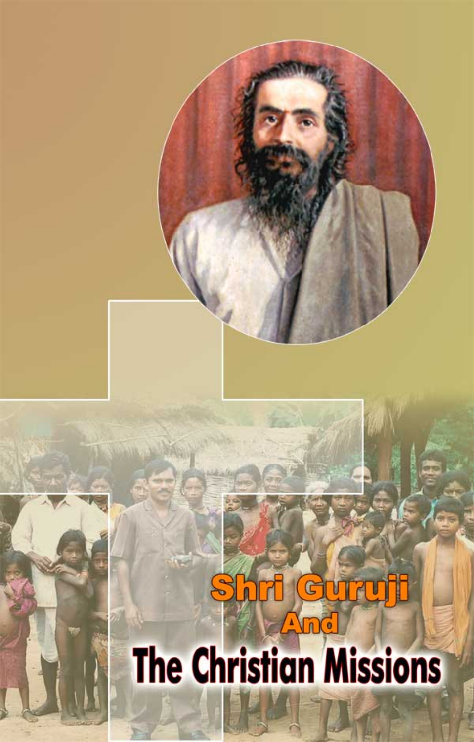# Shri Guruji And The Christian Missions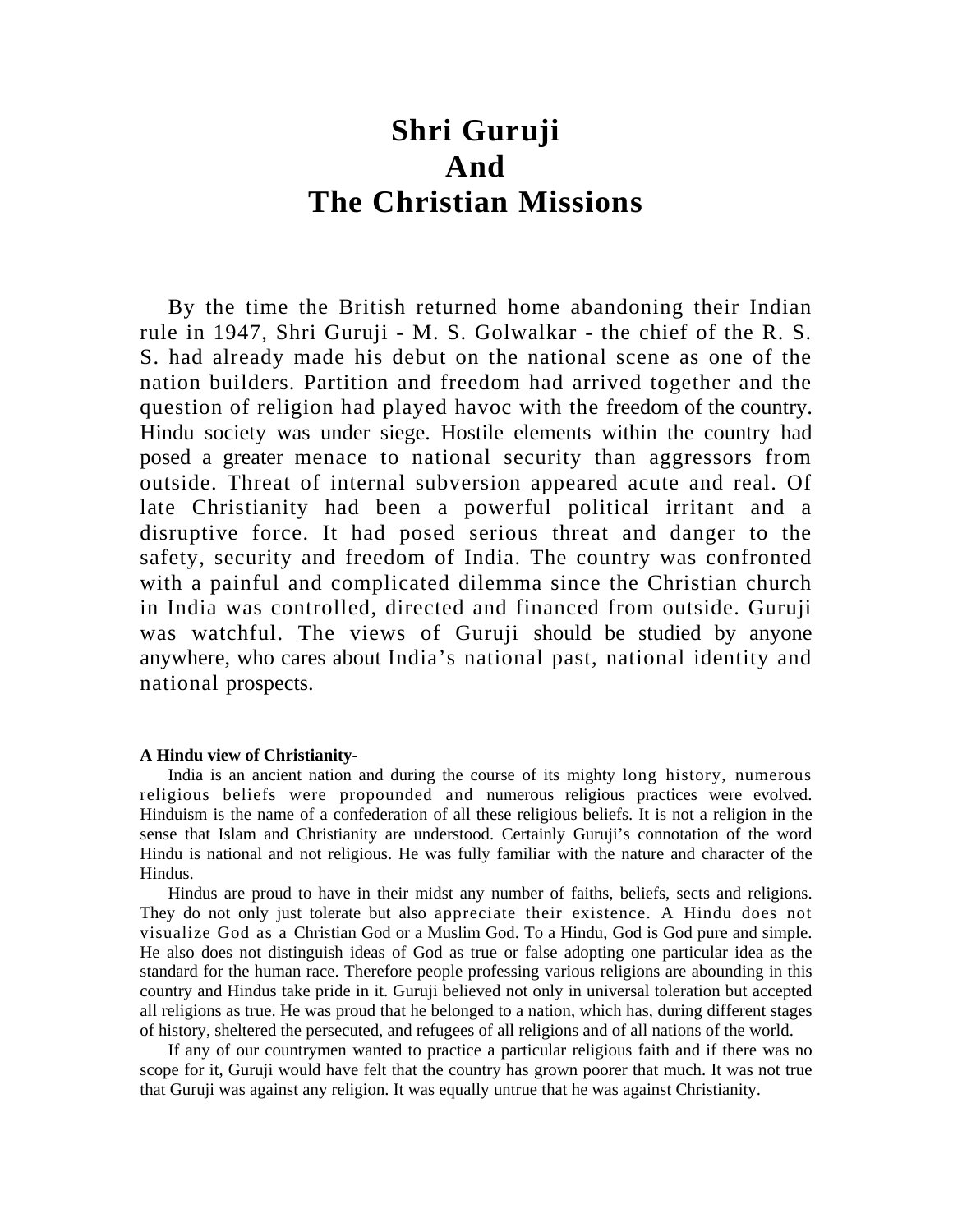# Shri Guruji
# And
# The Christian Missions

By the time the British returned home abandoning their Indian rule in 1947, Shri Guruji - M. S. Golwalkar - the chief of the R. S. S. had already made his debut on the national scene as one of the nation builders. Partition and freedom had arrived together and the question of religion had played havoc with the freedom of the country. Hindu society was under siege. Hostile elements within the country had posed a greater menace to national security than aggressors from outside. Threat of internal subversion appeared acute and real. Of late Christianity had been a powerful political irritant and a disruptive force. It had posed serious threat and danger to the safety, security and freedom of India. The country was confronted with a painful and complicated dilemma since the Christian church in India was controlled, directed and financed from outside. Guruji was watchful. The views of Guruji should be studied by anyone anywhere, who cares about India's national past, national identity and national prospects.

**A Hindu view of Christianity-**

India is an ancient nation and during the course of its mighty long history, numerous religious beliefs were propounded and numerous religious practices were evolved. Hinduism is the name of a confederation of all these religious beliefs. It is not a religion in the sense that Islam and Christianity are understood. Certainly Guruji's connotation of the word Hindu is national and not religious. He was fully familiar with the nature and character of the Hindus.

Hindus are proud to have in their midst any number of faiths, beliefs, sects and religions. They do not only just tolerate but also appreciate their existence. A Hindu does not visualize God as a Christian God or a Muslim God. To a Hindu, God is God pure and simple. He also does not distinguish ideas of God as true or false adopting one particular idea as the standard for the human race. Therefore people professing various religions are abounding in this country and Hindus take pride in it. Guruji believed not only in universal toleration but accepted all religions as true. He was proud that he belonged to a nation, which has, during different stages of history, sheltered the persecuted, and refugees of all religions and of all nations of the world.

If any of our countrymen wanted to practice a particular religious faith and if there was no scope for it, Guruji would have felt that the country has grown poorer that much. It was not true that Guruji was against any religion. It was equally untrue that he was against Christianity.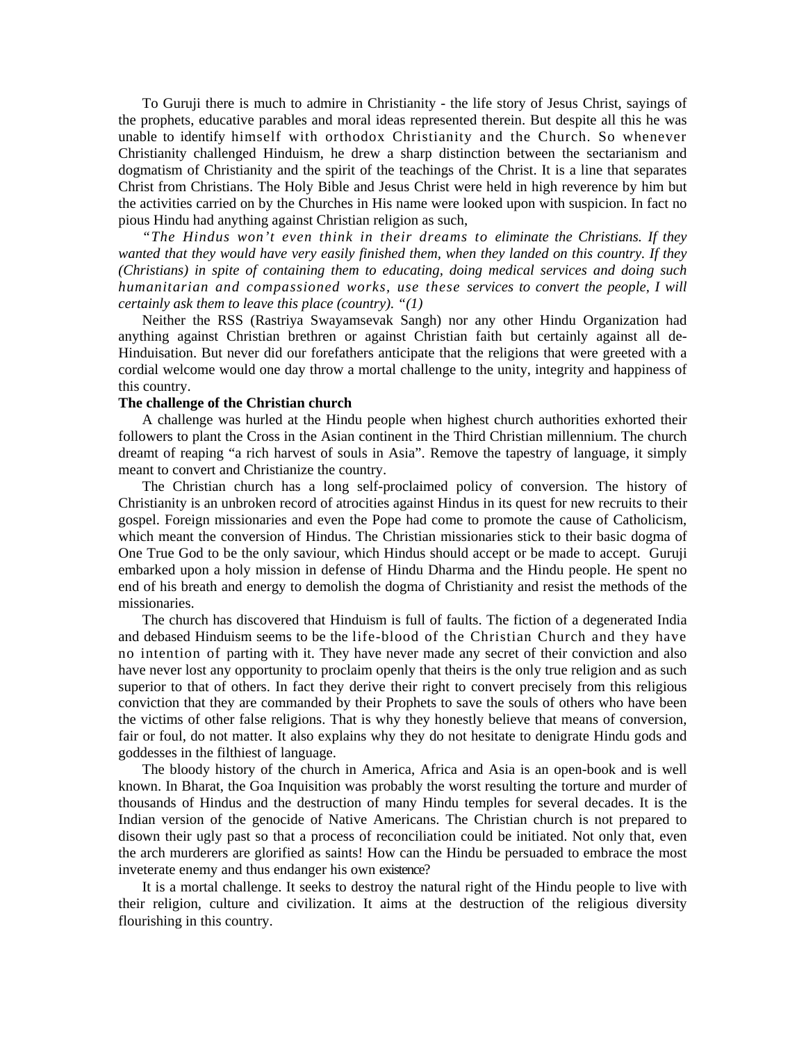To Guruji there is much to admire in Christianity - the life story of Jesus Christ, sayings of the prophets, educative parables and moral ideas represented therein. But despite all this he was unable to identify himself with orthodox Christianity and the Church. So whenever Christianity challenged Hinduism, he drew a sharp distinction between the sectarianism and dogmatism of Christianity and the spirit of the teachings of the Christ. It is a line that separates Christ from Christians. The Holy Bible and Jesus Christ were held in high reverence by him but the activities carried on by the Churches in His name were looked upon with suspicion. In fact no pious Hindu had anything against Christian religion as such,

*"The Hindus won't even think in their dreams to eliminate the Christians. If they wanted that they would have very easily finished them, when they landed on this country. If they (Christians) in spite of containing them to educating, doing medical services and doing such humanitarian and compassioned works, use these services to convert the people, I will certainly ask them to leave this place (country). "(1)*

Neither the RSS (Rastriya Swayamsevak Sangh) nor any other Hindu Organization had anything against Christian brethren or against Christian faith but certainly against all de-Hinduisation. But never did our forefathers anticipate that the religions that were greeted with a cordial welcome would one day throw a mortal challenge to the unity, integrity and happiness of this country.

**The challenge of the Christian church**

A challenge was hurled at the Hindu people when highest church authorities exhorted their followers to plant the Cross in the Asian continent in the Third Christian millennium. The church dreamt of reaping "a rich harvest of souls in Asia". Remove the tapestry of language, it simply meant to convert and Christianize the country.

The Christian church has a long self-proclaimed policy of conversion. The history of Christianity is an unbroken record of atrocities against Hindus in its quest for new recruits to their gospel. Foreign missionaries and even the Pope had come to promote the cause of Catholicism, which meant the conversion of Hindus. The Christian missionaries stick to their basic dogma of One True God to be the only saviour, which Hindus should accept or be made to accept. Guruji embarked upon a holy mission in defense of Hindu Dharma and the Hindu people. He spent no end of his breath and energy to demolish the dogma of Christianity and resist the methods of the missionaries.

The church has discovered that Hinduism is full of faults. The fiction of a degenerated India and debased Hinduism seems to be the life-blood of the Christian Church and they have no intention of parting with it. They have never made any secret of their conviction and also have never lost any opportunity to proclaim openly that theirs is the only true religion and as such superior to that of others. In fact they derive their right to convert precisely from this religious conviction that they are commanded by their Prophets to save the souls of others who have been the victims of other false religions. That is why they honestly believe that means of conversion, fair or foul, do not matter. It also explains why they do not hesitate to denigrate Hindu gods and goddesses in the filthiest of language.

The bloody history of the church in America, Africa and Asia is an open-book and is well known. In Bharat, the Goa Inquisition was probably the worst resulting the torture and murder of thousands of Hindus and the destruction of many Hindu temples for several decades. It is the Indian version of the genocide of Native Americans. The Christian church is not prepared to disown their ugly past so that a process of reconciliation could be initiated. Not only that, even the arch murderers are glorified as saints! How can the Hindu be persuaded to embrace the most inveterate enemy and thus endanger his own existence?

It is a mortal challenge. It seeks to destroy the natural right of the Hindu people to live with their religion, culture and civilization. It aims at the destruction of the religious diversity flourishing in this country.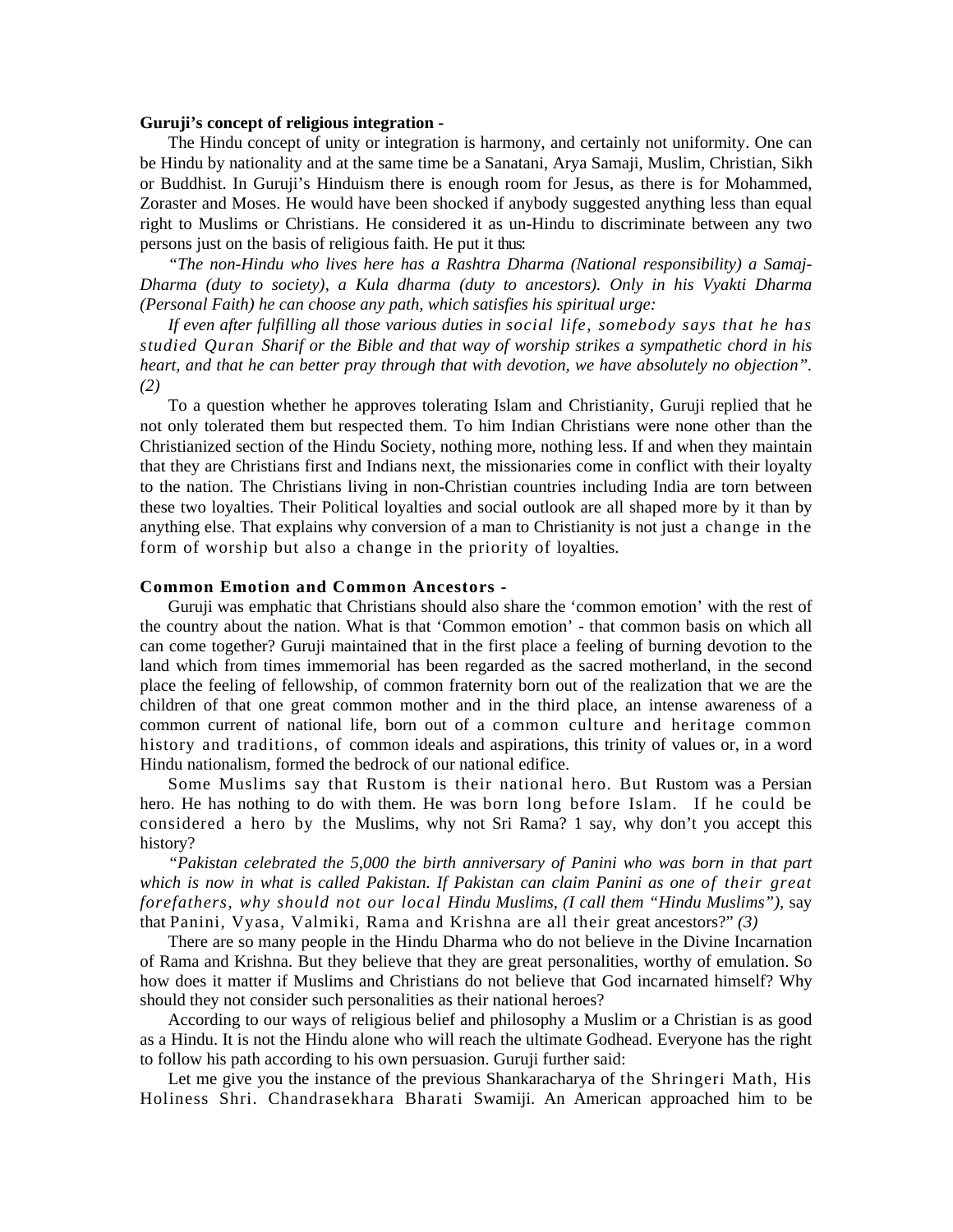**Guruji's concept of religious integration -**

The Hindu concept of unity or integration is harmony, and certainly not uniformity. One can be Hindu by nationality and at the same time be a Sanatani, Arya Samaji, Muslim, Christian, Sikh or Buddhist. In Guruji's Hinduism there is enough room for Jesus, as there is for Mohammed, Zoraster and Moses. He would have been shocked if anybody suggested anything less than equal right to Muslims or Christians. He considered it as un-Hindu to discriminate between any two persons just on the basis of religious faith. He put it thus:

*"The non-Hindu who lives here has a Rashtra Dharma (National responsibility) a Samaj-Dharma (duty to society), a Kula dharma (duty to ancestors). Only in his Vyakti Dharma (Personal Faith) he can choose any path, which satisfies his spiritual urge:*

*If even after fulfilling all those various duties in social life, somebody says that he has studied Quran Sharif or the Bible and that way of worship strikes a sympathetic chord in his heart, and that he can better pray through that with devotion, we have absolutely no objection". (2)*

To a question whether he approves tolerating Islam and Christianity, Guruji replied that he not only tolerated them but respected them. To him Indian Christians were none other than the Christianized section of the Hindu Society, nothing more, nothing less. If and when they maintain that they are Christians first and Indians next, the missionaries come in conflict with their loyalty to the nation. The Christians living in non-Christian countries including India are torn between these two loyalties. Their Political loyalties and social outlook are all shaped more by it than by anything else. That explains why conversion of a man to Christianity is not just a change in the form of worship but also a change in the priority of loyalties.

**Common Emotion and Common Ancestors -**

Guruji was emphatic that Christians should also share the 'common emotion' with the rest of the country about the nation. What is that 'Common emotion' - that common basis on which all can come together? Guruji maintained that in the first place a feeling of burning devotion to the land which from times immemorial has been regarded as the sacred motherland, in the second place the feeling of fellowship, of common fraternity born out of the realization that we are the children of that one great common mother and in the third place, an intense awareness of a common current of national life, born out of a common culture and heritage common history and traditions, of common ideals and aspirations, this trinity of values or, in a word Hindu nationalism, formed the bedrock of our national edifice.

Some Muslims say that Rustom is their national hero. But Rustom was a Persian hero. He has nothing to do with them. He was born long before Islam. If he could be considered a hero by the Muslims, why not Sri Rama? 1 say, why don't you accept this history?

*"Pakistan celebrated the 5,000 the birth anniversary of Panini who was born in that part which is now in what is called Pakistan. If Pakistan can claim Panini as one of their great forefathers, why should not our local Hindu Muslims, (I call them "Hindu Muslims"),* say that Panini, Vyasa, Valmiki, Rama and Krishna are all their great ancestors?" *(3)*

There are so many people in the Hindu Dharma who do not believe in the Divine Incarnation of Rama and Krishna. But they believe that they are great personalities, worthy of emulation. So how does it matter if Muslims and Christians do not believe that God incarnated himself? Why should they not consider such personalities as their national heroes?

According to our ways of religious belief and philosophy a Muslim or a Christian is as good as a Hindu. It is not the Hindu alone who will reach the ultimate Godhead. Everyone has the right to follow his path according to his own persuasion. Guruji further said:

Let me give you the instance of the previous Shankaracharya of the Shringeri Math, His Holiness Shri. Chandrasekhara Bharati Swamiji. An American approached him to be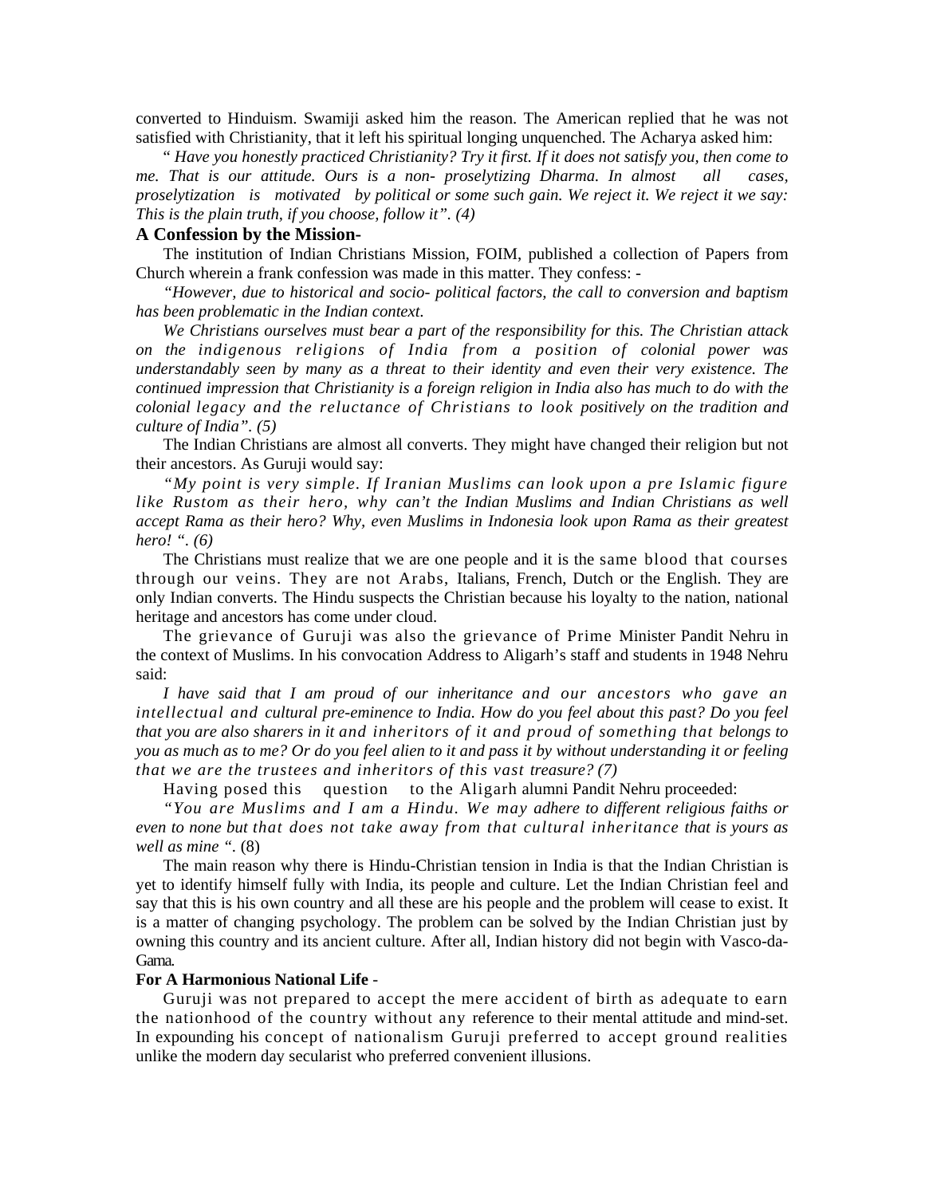converted to Hinduism. Swamiji asked him the reason. The American replied that he was not satisfied with Christianity, that it left his spiritual longing unquenched. The Acharya asked him:

*" Have you honestly practiced Christianity? Try it first. If it does not satisfy you, then come to me. That is our attitude. Ours is a non- proselytizing Dharma. In almost all cases, proselytization is motivated by political or some such gain. We reject it. We reject it we say: This is the plain truth, if you choose, follow it". (4)*

**A Confession by the Mission-**

The institution of Indian Christians Mission, FOIM, published a collection of Papers from Church wherein a frank confession was made in this matter. They confess: -

*"However, due to historical and socio- political factors, the call to conversion and baptism has been problematic in the Indian context.*

*We Christians ourselves must bear a part of the responsibility for this. The Christian attack on the indigenous religions of India from a position of colonial power was understandably seen by many as a threat to their identity and even their very existence. The continued impression that Christianity is a foreign religion in India also has much to do with the colonial legacy and the reluctance of Christians to look positively on the tradition and culture of India". (5)*

The Indian Christians are almost all converts. They might have changed their religion but not their ancestors. As Guruji would say:

*"My point is very simple. If Iranian Muslims can look upon a pre Islamic figure like Rustom as their hero, why can't the Indian Muslims and Indian Christians as well accept Rama as their hero? Why, even Muslims in Indonesia look upon Rama as their greatest hero! ". (6)*

The Christians must realize that we are one people and it is the same blood that courses through our veins. They are not Arabs, Italians, French, Dutch or the English. They are only Indian converts. The Hindu suspects the Christian because his loyalty to the nation, national heritage and ancestors has come under cloud.

The grievance of Guruji was also the grievance of Prime Minister Pandit Nehru in the context of Muslims. In his convocation Address to Aligarh's staff and students in 1948 Nehru said:

*I have said that I am proud of our inheritance and our ancestors who gave an intellectual and cultural pre-eminence to India. How do you feel about this past? Do you feel that you are also sharers in it and inheritors of it and proud of something that belongs to you as much as to me? Or do you feel alien to it and pass it by without understanding it or feeling that we are the trustees and inheritors of this vast treasure? (7)*

Having posed this question to the Aligarh alumni Pandit Nehru proceeded:

*"You are Muslims and I am a Hindu. We may adhere to different religious faiths or even to none but that does not take away from that cultural inheritance that is yours as well as mine ".* (8)

The main reason why there is Hindu-Christian tension in India is that the Indian Christian is yet to identify himself fully with India, its people and culture. Let the Indian Christian feel and say that this is his own country and all these are his people and the problem will cease to exist. It is a matter of changing psychology. The problem can be solved by the Indian Christian just by owning this country and its ancient culture. After all, Indian history did not begin with Vasco-da-Gama.

**For A Harmonious National Life** -

Guruji was not prepared to accept the mere accident of birth as adequate to earn the nationhood of the country without any reference to their mental attitude and mind-set. In expounding his concept of nationalism Guruji preferred to accept ground realities unlike the modern day secularist who preferred convenient illusions.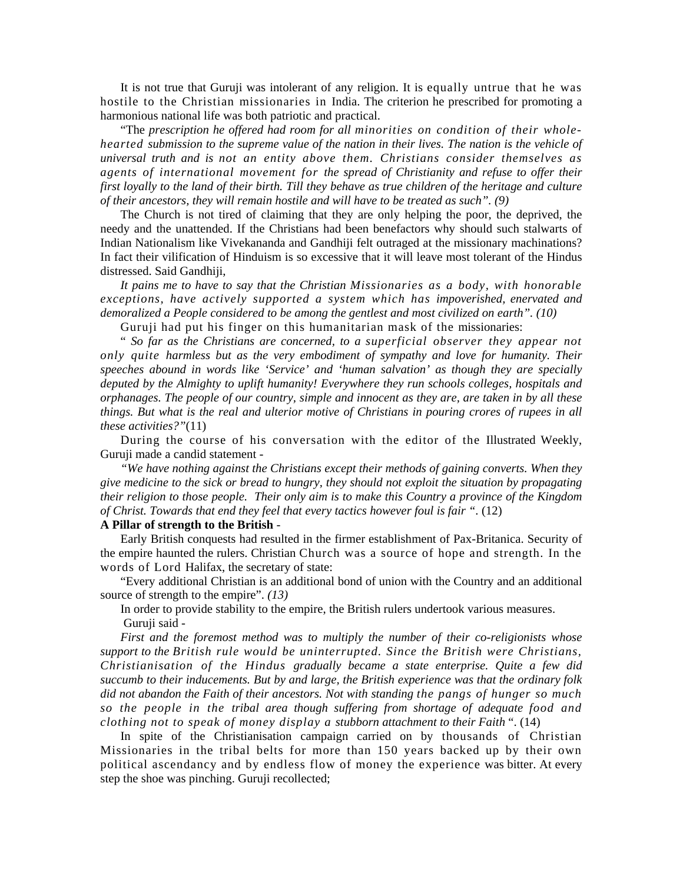It is not true that Guruji was intolerant of any religion. It is equally untrue that he was hostile to the Christian missionaries in India. The criterion he prescribed for promoting a harmonious national life was both patriotic and practical.

"The *prescription he offered had room for all minorities on condition of their whole-hearted submission to the supreme value of the nation in their lives. The nation is the vehicle of universal truth and is not an entity above them. Christians consider themselves as agents of international movement for the spread of Christianity and refuse to offer their first loyally to the land of their birth. Till they behave as true children of the heritage and culture of their ancestors, they will remain hostile and will have to be treated as such". (9)*

The Church is not tired of claiming that they are only helping the poor, the deprived, the needy and the unattended. If the Christians had been benefactors why should such stalwarts of Indian Nationalism like Vivekananda and Gandhiji felt outraged at the missionary machinations? In fact their vilification of Hinduism is so excessive that it will leave most tolerant of the Hindus distressed. Said Gandhiji,

*It pains me to have to say that the Christian Missionaries as a body, with honorable exceptions, have actively supported a system which has impoverished, enervated and demoralized a People considered to be among the gentlest and most civilized on earth". (10)*

Guruji had put his finger on this humanitarian mask of the missionaries:

" *So far as the Christians are concerned, to a superficial observer they appear not only quite harmless but as the very embodiment of sympathy and love for humanity. Their speeches abound in words like 'Service' and 'human salvation' as though they are specially deputed by the Almighty to uplift humanity! Everywhere they run schools colleges, hospitals and orphanages. The people of our country, simple and innocent as they are, are taken in by all these things. But what is the real and ulterior motive of Christians in pouring crores of rupees in all these activities?"*(11)

During the course of his conversation with the editor of the Illustrated Weekly, Guruji made a candid statement -

*"We have nothing against the Christians except their methods of gaining converts. When they give medicine to the sick or bread to hungry, they should not exploit the situation by propagating their religion to those people. Their only aim is to make this Country a province of the Kingdom of Christ. Towards that end they feel that every tactics however foul is fair ".* (12)

**A Pillar of strength to the British** -

Early British conquests had resulted in the firmer establishment of Pax-Britanica. Security of the empire haunted the rulers. Christian Church was a source of hope and strength. In the words of Lord Halifax, the secretary of state:

"Every additional Christian is an additional bond of union with the Country and an additional source of strength to the empire". *(13)*

In order to provide stability to the empire, the British rulers undertook various measures.

Guruji said -

*First and the foremost method was to multiply the number of their co-religionists whose support to the British rule would be uninterrupted. Since the British were Christians, Christianisation of the Hindus gradually became a state enterprise. Quite a few did succumb to their inducements. But by and large, the British experience was that the ordinary folk did not abandon the Faith of their ancestors. Not with standing the pangs of hunger so much so the people in the tribal area though suffering from shortage of adequate food and clothing not to speak of money display a stubborn attachment to their Faith* ". (14)

In spite of the Christianisation campaign carried on by thousands of Christian Missionaries in the tribal belts for more than 150 years backed up by their own political ascendancy and by endless flow of money the experience was bitter. At every step the shoe was pinching. Guruji recollected;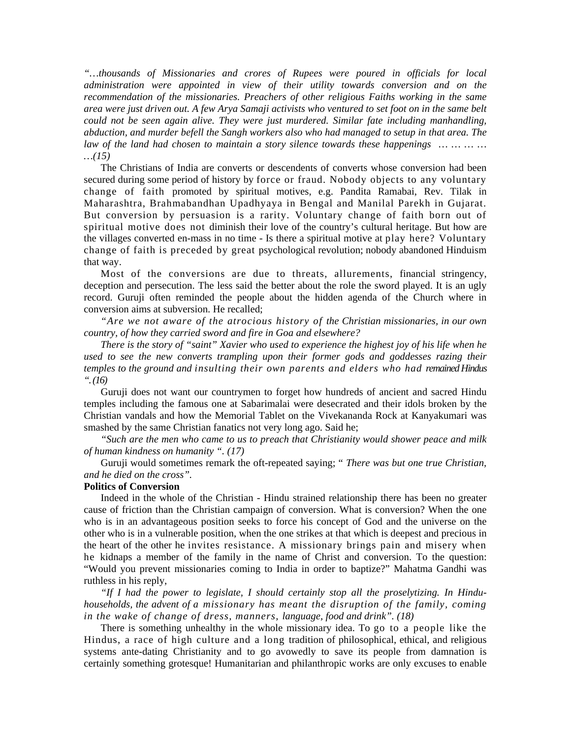*"…thousands of Missionaries and crores of Rupees were poured in officials for local administration were appointed in view of their utility towards conversion and on the recommendation of the missionaries. Preachers of other religious Faiths working in the same area were just driven out. A few Arya Samaji activists who ventured to set foot on in the same belt could not be seen again alive. They were just murdered. Similar fate including manhandling, abduction, and murder befell the Sangh workers also who had managed to setup in that area. The law of the land had chosen to maintain a story silence towards these happenings … … … … …(15)*

The Christians of India are converts or descendents of converts whose conversion had been secured during some period of history by force or fraud. Nobody objects to any voluntary change of faith promoted by spiritual motives, e.g. Pandita Ramabai, Rev. Tilak in Maharashtra, Brahmabandhan Upadhyaya in Bengal and Manilal Parekh in Gujarat. But conversion by persuasion is a rarity. Voluntary change of faith born out of spiritual motive does not diminish their love of the country's cultural heritage. But how are the villages converted en-mass in no time - Is there a spiritual motive at play here? Voluntary change of faith is preceded by great psychological revolution; nobody abandoned Hinduism that way.

Most of the conversions are due to threats, allurements, financial stringency, deception and persecution. The less said the better about the role the sword played. It is an ugly record. Guruji often reminded the people about the hidden agenda of the Church where in conversion aims at subversion. He recalled;

*"Are we not aware of the atrocious history of the Christian missionaries, in our own country, of how they carried sword and fire in Goa and elsewhere?*

*There is the story of "saint" Xavier who used to experience the highest joy of his life when he used to see the new converts trampling upon their former gods and goddesses razing their temples to the ground and insulting their own parents and elders who had remained Hindus ". (16)*

Guruji does not want our countrymen to forget how hundreds of ancient and sacred Hindu temples including the famous one at Sabarimalai were desecrated and their idols broken by the Christian vandals and how the Memorial Tablet on the Vivekananda Rock at Kanyakumari was smashed by the same Christian fanatics not very long ago. Said he;

*"Such are the men who came to us to preach that Christianity would shower peace and milk of human kindness on humanity ". (17)*

Guruji would sometimes remark the oft-repeated saying; " *There was but one true Christian, and he died on the cross".*

**Politics of Conversion**

Indeed in the whole of the Christian - Hindu strained relationship there has been no greater cause of friction than the Christian campaign of conversion. What is conversion? When the one who is in an advantageous position seeks to force his concept of God and the universe on the other who is in a vulnerable position, when the one strikes at that which is deepest and precious in the heart of the other he invites resistance. A missionary brings pain and misery when he kidnaps a member of the family in the name of Christ and conversion. To the question: "Would you prevent missionaries coming to India in order to baptize?" Mahatma Gandhi was ruthless in his reply,

*"If I had the power to legislate, I should certainly stop all the proselytizing. In Hindu-households, the advent of a missionary has meant the disruption of the family, coming in the wake of change of dress, manners, language, food and drink". (18)*

There is something unhealthy in the whole missionary idea. To go to a people like the Hindus, a race of high culture and a long tradition of philosophical, ethical, and religious systems ante-dating Christianity and to go avowedly to save its people from damnation is certainly something grotesque! Humanitarian and philanthropic works are only excuses to enable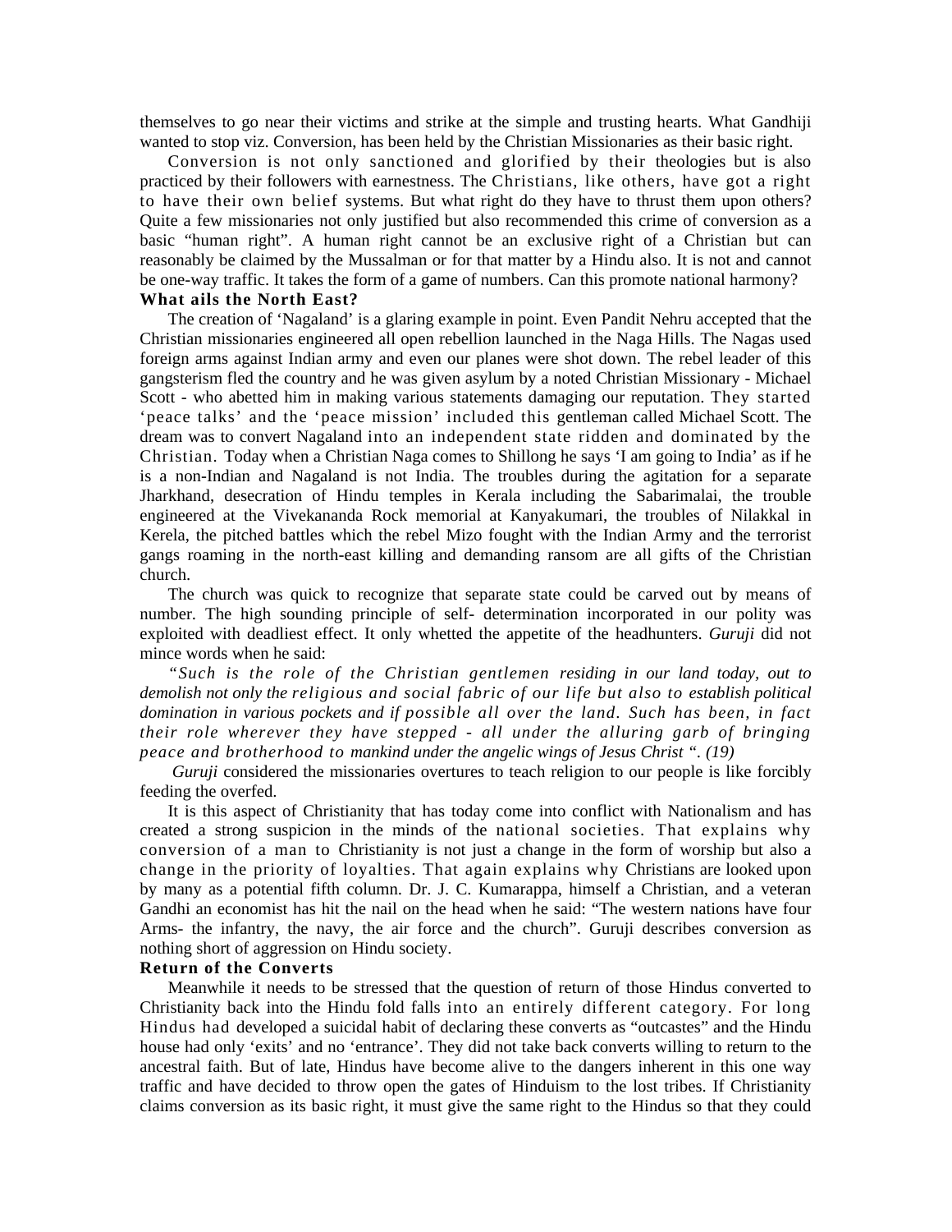themselves to go near their victims and strike at the simple and trusting hearts. What Gandhiji wanted to stop viz. Conversion, has been held by the Christian Missionaries as their basic right.

Conversion is not only sanctioned and glorified by their theologies but is also practiced by their followers with earnestness. The Christians, like others, have got a right to have their own belief systems. But what right do they have to thrust them upon others? Quite a few missionaries not only justified but also recommended this crime of conversion as a basic "human right". A human right cannot be an exclusive right of a Christian but can reasonably be claimed by the Mussalman or for that matter by a Hindu also. It is not and cannot be one-way traffic. It takes the form of a game of numbers. Can this promote national harmony?

**What ails the North East?**

The creation of 'Nagaland' is a glaring example in point. Even Pandit Nehru accepted that the Christian missionaries engineered all open rebellion launched in the Naga Hills. The Nagas used foreign arms against Indian army and even our planes were shot down. The rebel leader of this gangsterism fled the country and he was given asylum by a noted Christian Missionary - Michael Scott - who abetted him in making various statements damaging our reputation. They started 'peace talks' and the 'peace mission' included this gentleman called Michael Scott. The dream was to convert Nagaland into an independent state ridden and dominated by the Christian. Today when a Christian Naga comes to Shillong he says 'I am going to India' as if he is a non-Indian and Nagaland is not India. The troubles during the agitation for a separate Jharkhand, desecration of Hindu temples in Kerala including the Sabarimalai, the trouble engineered at the Vivekananda Rock memorial at Kanyakumari, the troubles of Nilakkal in Kerela, the pitched battles which the rebel Mizo fought with the Indian Army and the terrorist gangs roaming in the north-east killing and demanding ransom are all gifts of the Christian church.

The church was quick to recognize that separate state could be carved out by means of number. The high sounding principle of self- determination incorporated in our polity was exploited with deadliest effect. It only whetted the appetite of the headhunters. *Guruji* did not mince words when he said:

*"Such is the role of the Christian gentlemen residing in our land today, out to demolish not only the religious and social fabric of our life but also to establish political domination in various pockets and if possible all over the land. Such has been, in fact their role wherever they have stepped - all under the alluring garb of bringing peace and brotherhood to mankind under the angelic wings of Jesus Christ ". (19)*

*Guruji* considered the missionaries overtures to teach religion to our people is like forcibly feeding the overfed.

It is this aspect of Christianity that has today come into conflict with Nationalism and has created a strong suspicion in the minds of the national societies. That explains why conversion of a man to Christianity is not just a change in the form of worship but also a change in the priority of loyalties. That again explains why Christians are looked upon by many as a potential fifth column. Dr. J. C. Kumarappa, himself a Christian, and a veteran Gandhi an economist has hit the nail on the head when he said: "The western nations have four Arms- the infantry, the navy, the air force and the church". Guruji describes conversion as nothing short of aggression on Hindu society.

**Return of the Converts**

Meanwhile it needs to be stressed that the question of return of those Hindus converted to Christianity back into the Hindu fold falls into an entirely different category. For long Hindus had developed a suicidal habit of declaring these converts as "outcastes" and the Hindu house had only 'exits' and no 'entrance'. They did not take back converts willing to return to the ancestral faith. But of late, Hindus have become alive to the dangers inherent in this one way traffic and have decided to throw open the gates of Hinduism to the lost tribes. If Christianity claims conversion as its basic right, it must give the same right to the Hindus so that they could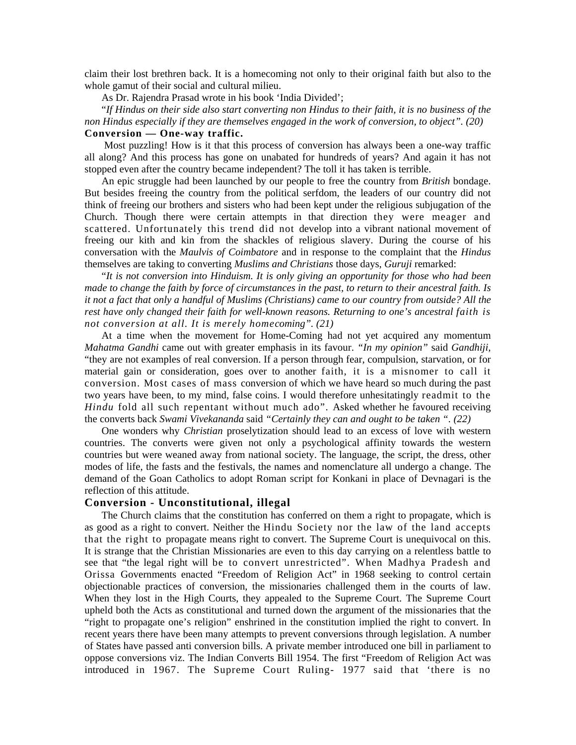claim their lost brethren back. It is a homecoming not only to their original faith but also to the whole gamut of their social and cultural milieu.

As Dr. Rajendra Prasad wrote in his book 'India Divided';

"*If Hindus on their side also start converting non Hindus to their faith, it is no business of the non Hindus especially if they are themselves engaged in the work of conversion, to object". (20)*

**Conversion — One-way traffic.**

Most puzzling! How is it that this process of conversion has always been a one-way traffic all along? And this process has gone on unabated for hundreds of years? And again it has not stopped even after the country became independent? The toll it has taken is terrible.

An epic struggle had been launched by our people to free the country from *British* bondage. But besides freeing the country from the political serfdom, the leaders of our country did not think of freeing our brothers and sisters who had been kept under the religious subjugation of the Church. Though there were certain attempts in that direction they were meager and scattered. Unfortunately this trend did not develop into a vibrant national movement of freeing our kith and kin from the shackles of religious slavery. During the course of his conversation with the *Maulvis of Coimbatore* and in response to the complaint that the *Hindus* themselves are taking to converting *Muslims and Christians* those days, *Guruji* remarked:

"*It is not conversion into Hinduism. It is only giving an opportunity for those who had been made to change the faith by force of circumstances in the past, to return to their ancestral faith. Is it not a fact that only a handful of Muslims (Christians) came to our country from outside? All the rest have only changed their faith for well-known reasons. Returning to one's ancestral faith is not conversion at all. It is merely homecoming". (21)*

At a time when the movement for Home-Coming had not yet acquired any momentum *Mahatma Gandhi* came out with greater emphasis in its favour. *"In my opinion"* said *Gandhiji,* "they are not examples of real conversion. If a person through fear, compulsion, starvation, or for material gain or consideration, goes over to another faith, it is a misnomer to call it conversion. Most cases of mass conversion of which we have heard so much during the past two years have been, to my mind, false coins. I would therefore unhesitatingly readmit to the *Hindu* fold all such repentant without much ado". Asked whether he favoured receiving the converts back *Swami Vivekananda* said *"Certainly they can and ought to be taken ". (22)*

One wonders why *Christian* proselytization should lead to an excess of love with western countries. The converts were given not only a psychological affinity towards the western countries but were weaned away from national society. The language, the script, the dress, other modes of life, the fasts and the festivals, the names and nomenclature all undergo a change. The demand of the Goan Catholics to adopt Roman script for Konkani in place of Devnagari is the reflection of this attitude.

**Conversion - Unconstitutional, illegal**

The Church claims that the constitution has conferred on them a right to propagate, which is as good as a right to convert. Neither the Hindu Society nor the law of the land accepts that the right to propagate means right to convert. The Supreme Court is unequivocal on this. It is strange that the Christian Missionaries are even to this day carrying on a relentless battle to see that "the legal right will be to convert unrestricted". When Madhya Pradesh and Orissa Governments enacted "Freedom of Religion Act" in 1968 seeking to control certain objectionable practices of conversion, the missionaries challenged them in the courts of law. When they lost in the High Courts, they appealed to the Supreme Court. The Supreme Court upheld both the Acts as constitutional and turned down the argument of the missionaries that the "right to propagate one's religion" enshrined in the constitution implied the right to convert. In recent years there have been many attempts to prevent conversions through legislation. A number of States have passed anti conversion bills. A private member introduced one bill in parliament to oppose conversions viz. The Indian Converts Bill 1954. The first "Freedom of Religion Act was introduced in 1967. The Supreme Court Ruling- 1977 said that 'there is no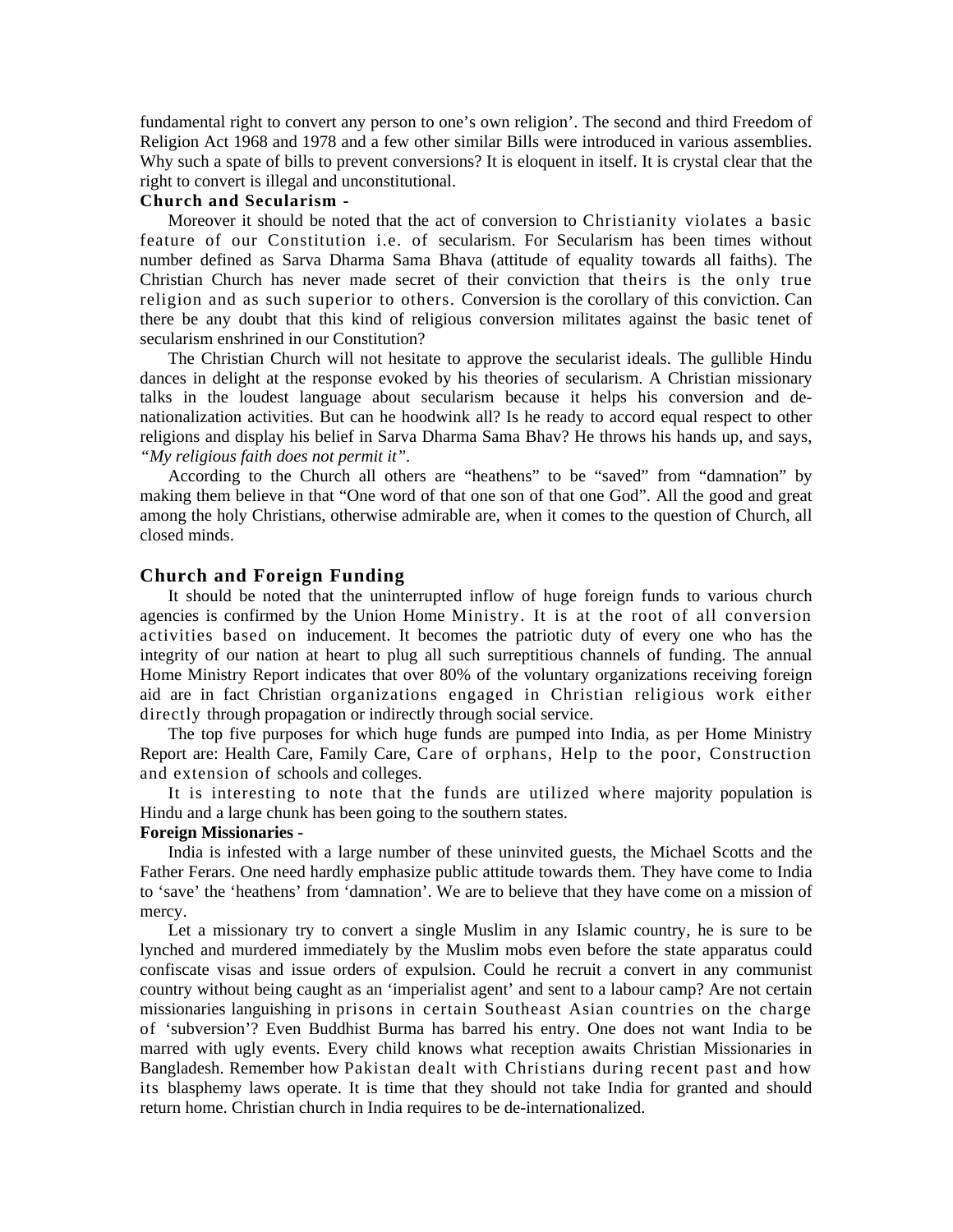fundamental right to convert any person to one's own religion'. The second and third Freedom of Religion Act 1968 and 1978 and a few other similar Bills were introduced in various assemblies. Why such a spate of bills to prevent conversions? It is eloquent in itself. It is crystal clear that the right to convert is illegal and unconstitutional.

**Church and Secularism -**

Moreover it should be noted that the act of conversion to Christianity violates a basic feature of our Constitution i.e. of secularism. For Secularism has been times without number defined as Sarva Dharma Sama Bhava (attitude of equality towards all faiths). The Christian Church has never made secret of their conviction that theirs is the only true religion and as such superior to others. Conversion is the corollary of this conviction. Can there be any doubt that this kind of religious conversion militates against the basic tenet of secularism enshrined in our Constitution?

The Christian Church will not hesitate to approve the secularist ideals. The gullible Hindu dances in delight at the response evoked by his theories of secularism. A Christian missionary talks in the loudest language about secularism because it helps his conversion and de-nationalization activities. But can he hoodwink all? Is he ready to accord equal respect to other religions and display his belief in Sarva Dharma Sama Bhav? He throws his hands up, and says, *"My religious faith does not permit it"*.

According to the Church all others are "heathens" to be "saved" from "damnation" by making them believe in that "One word of that one son of that one God". All the good and great among the holy Christians, otherwise admirable are, when it comes to the question of Church, all closed minds.

## Church and Foreign Funding

It should be noted that the uninterrupted inflow of huge foreign funds to various church agencies is confirmed by the Union Home Ministry. It is at the root of all conversion activities based on inducement. It becomes the patriotic duty of every one who has the integrity of our nation at heart to plug all such surreptitious channels of funding. The annual Home Ministry Report indicates that over 80% of the voluntary organizations receiving foreign aid are in fact Christian organizations engaged in Christian religious work either directly through propagation or indirectly through social service.

The top five purposes for which huge funds are pumped into India, as per Home Ministry Report are: Health Care, Family Care, Care of orphans, Help to the poor, Construction and extension of schools and colleges.

It is interesting to note that the funds are utilized where majority population is Hindu and a large chunk has been going to the southern states.

**Foreign Missionaries -**

India is infested with a large number of these uninvited guests, the Michael Scotts and the Father Ferars. One need hardly emphasize public attitude towards them. They have come to India to 'save' the 'heathens' from 'damnation'. We are to believe that they have come on a mission of mercy.

Let a missionary try to convert a single Muslim in any Islamic country, he is sure to be lynched and murdered immediately by the Muslim mobs even before the state apparatus could confiscate visas and issue orders of expulsion. Could he recruit a convert in any communist country without being caught as an 'imperialist agent' and sent to a labour camp? Are not certain missionaries languishing in prisons in certain Southeast Asian countries on the charge of 'subversion'? Even Buddhist Burma has barred his entry. One does not want India to be marred with ugly events. Every child knows what reception awaits Christian Missionaries in Bangladesh. Remember how Pakistan dealt with Christians during recent past and how its blasphemy laws operate. It is time that they should not take India for granted and should return home. Christian church in India requires to be de-internationalized.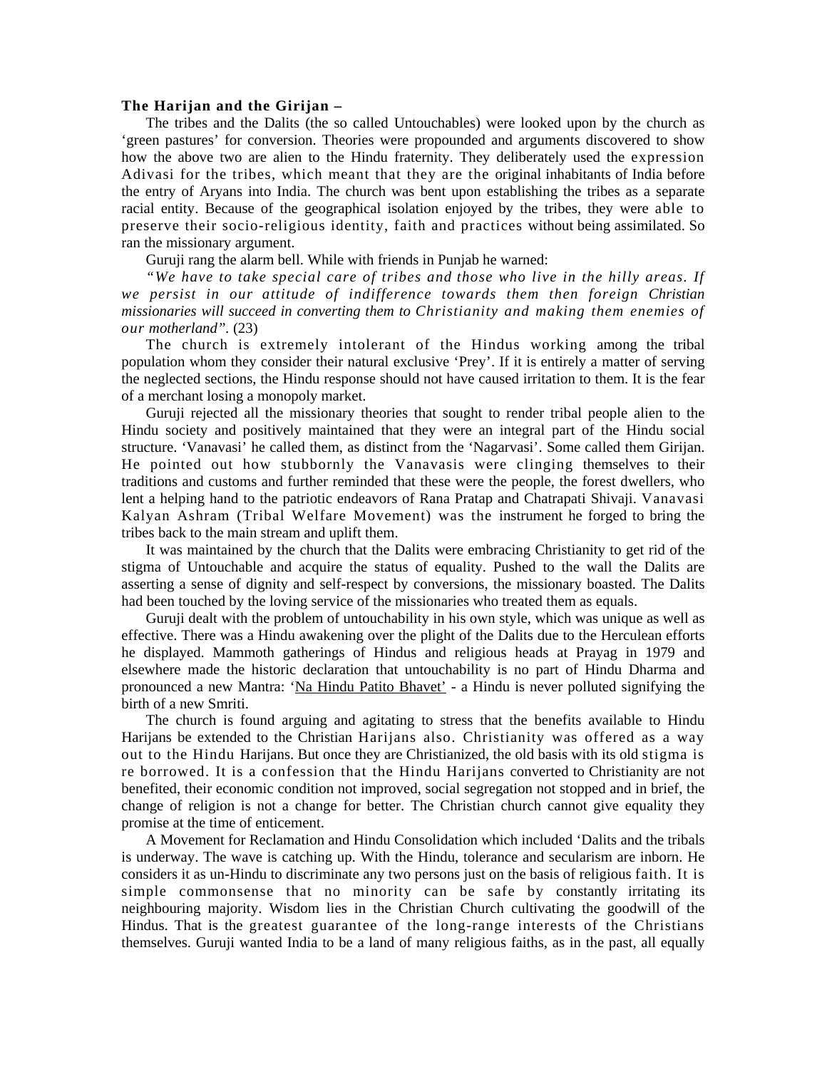**The Harijan and the Girijan –**

The tribes and the Dalits (the so called Untouchables) were looked upon by the church as 'green pastures' for conversion. Theories were propounded and arguments discovered to show how the above two are alien to the Hindu fraternity. They deliberately used the expression Adivasi for the tribes, which meant that they are the original inhabitants of India before the entry of Aryans into India. The church was bent upon establishing the tribes as a separate racial entity. Because of the geographical isolation enjoyed by the tribes, they were able to preserve their socio-religious identity, faith and practices without being assimilated. So ran the missionary argument.

Guruji rang the alarm bell. While with friends in Punjab he warned:

*"We have to take special care of tribes and those who live in the hilly areas. If we persist in our attitude of indifference towards them then foreign Christian missionaries will succeed in converting them to Christianity and making them enemies of our motherland".* (23)

The church is extremely intolerant of the Hindus working among the tribal population whom they consider their natural exclusive 'Prey'. If it is entirely a matter of serving the neglected sections, the Hindu response should not have caused irritation to them. It is the fear of a merchant losing a monopoly market.

Guruji rejected all the missionary theories that sought to render tribal people alien to the Hindu society and positively maintained that they were an integral part of the Hindu social structure. 'Vanavasi' he called them, as distinct from the 'Nagarvasi'. Some called them Girijan. He pointed out how stubbornly the Vanavasis were clinging themselves to their traditions and customs and further reminded that these were the people, the forest dwellers, who lent a helping hand to the patriotic endeavors of Rana Pratap and Chatrapati Shivaji. Vanavasi Kalyan Ashram (Tribal Welfare Movement) was the instrument he forged to bring the tribes back to the main stream and uplift them.

It was maintained by the church that the Dalits were embracing Christianity to get rid of the stigma of Untouchable and acquire the status of equality. Pushed to the wall the Dalits are asserting a sense of dignity and self-respect by conversions, the missionary boasted. The Dalits had been touched by the loving service of the missionaries who treated them as equals.

Guruji dealt with the problem of untouchability in his own style, which was unique as well as effective. There was a Hindu awakening over the plight of the Dalits due to the Herculean efforts he displayed. Mammoth gatherings of Hindus and religious heads at Prayag in 1979 and elsewhere made the historic declaration that untouchability is no part of Hindu Dharma and pronounced a new Mantra: 'Na Hindu Patito Bhavet' - a Hindu is never polluted signifying the birth of a new Smriti.

The church is found arguing and agitating to stress that the benefits available to Hindu Harijans be extended to the Christian Harijans also. Christianity was offered as a way out to the Hindu Harijans. But once they are Christianized, the old basis with its old stigma is re borrowed. It is a confession that the Hindu Harijans converted to Christianity are not benefited, their economic condition not improved, social segregation not stopped and in brief, the change of religion is not a change for better. The Christian church cannot give equality they promise at the time of enticement.

A Movement for Reclamation and Hindu Consolidation which included 'Dalits and the tribals is underway. The wave is catching up. With the Hindu, tolerance and secularism are inborn. He considers it as un-Hindu to discriminate any two persons just on the basis of religious faith. It is simple commonsense that no minority can be safe by constantly irritating its neighbouring majority. Wisdom lies in the Christian Church cultivating the goodwill of the Hindus. That is the greatest guarantee of the long-range interests of the Christians themselves. Guruji wanted India to be a land of many religious faiths, as in the past, all equally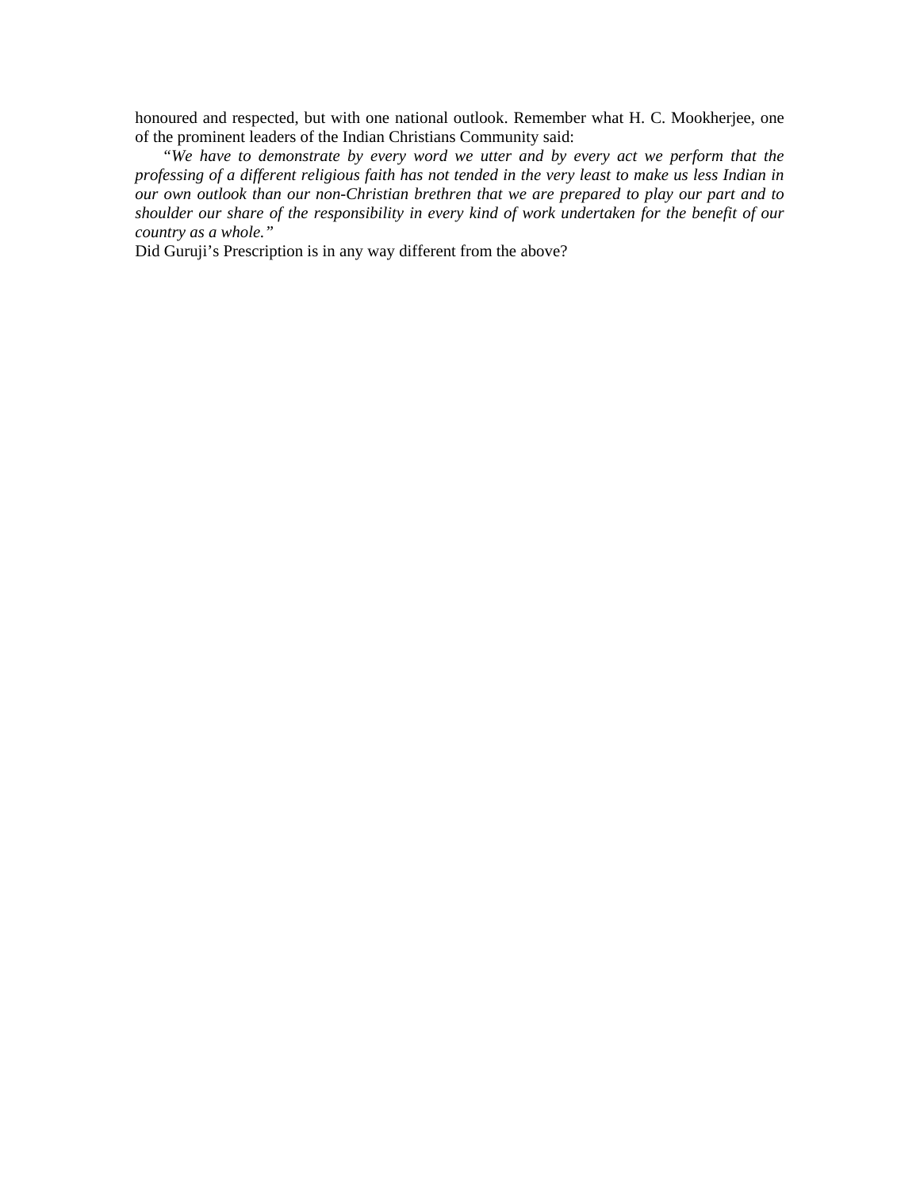honoured and respected, but with one national outlook. Remember what H. C. Mookherjee, one of the prominent leaders of the Indian Christians Community said:

*"We have to demonstrate by every word we utter and by every act we perform that the professing of a different religious faith has not tended in the very least to make us less Indian in our own outlook than our non-Christian brethren that we are prepared to play our part and to shoulder our share of the responsibility in every kind of work undertaken for the benefit of our country as a whole."*

Did Guruji's Prescription is in any way different from the above?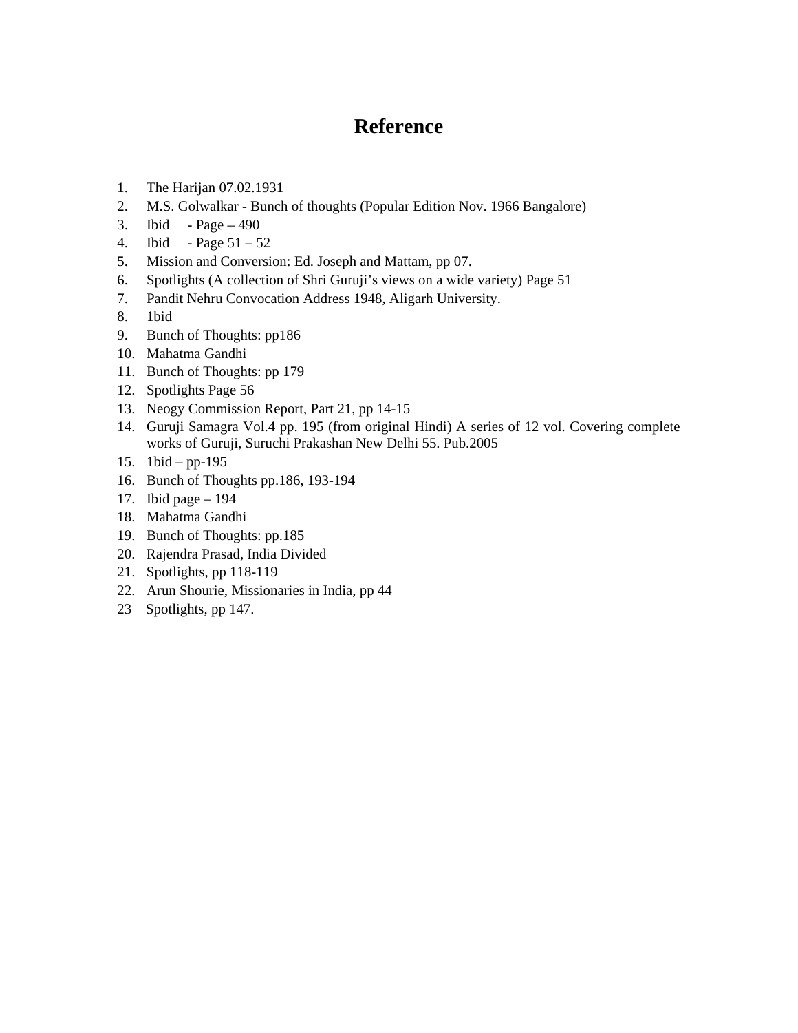# Reference

1. The Harijan 07.02.1931
2. M.S. Golwalkar - Bunch of thoughts (Popular Edition Nov. 1966 Bangalore)
3. Ibid - Page – 490
4. Ibid - Page 51 – 52
5. Mission and Conversion: Ed. Joseph and Mattam, pp 07.
6. Spotlights (A collection of Shri Guruji's views on a wide variety) Page 51
7. Pandit Nehru Convocation Address 1948, Aligarh University.
8. 1bid
9. Bunch of Thoughts: pp186
10. Mahatma Gandhi
11. Bunch of Thoughts: pp 179
12. Spotlights Page 56
13. Neogy Commission Report, Part 21, pp 14-15
14. Guruji Samagra Vol.4 pp. 195 (from original Hindi) A series of 12 vol. Covering complete works of Guruji, Suruchi Prakashan New Delhi 55. Pub.2005
15. 1bid – pp-195
16. Bunch of Thoughts pp.186, 193-194
17. Ibid page – 194
18. Mahatma Gandhi
19. Bunch of Thoughts: pp.185
20. Rajendra Prasad, India Divided
21. Spotlights, pp 118-119
22. Arun Shourie, Missionaries in India, pp 44
23. Spotlights, pp 147.